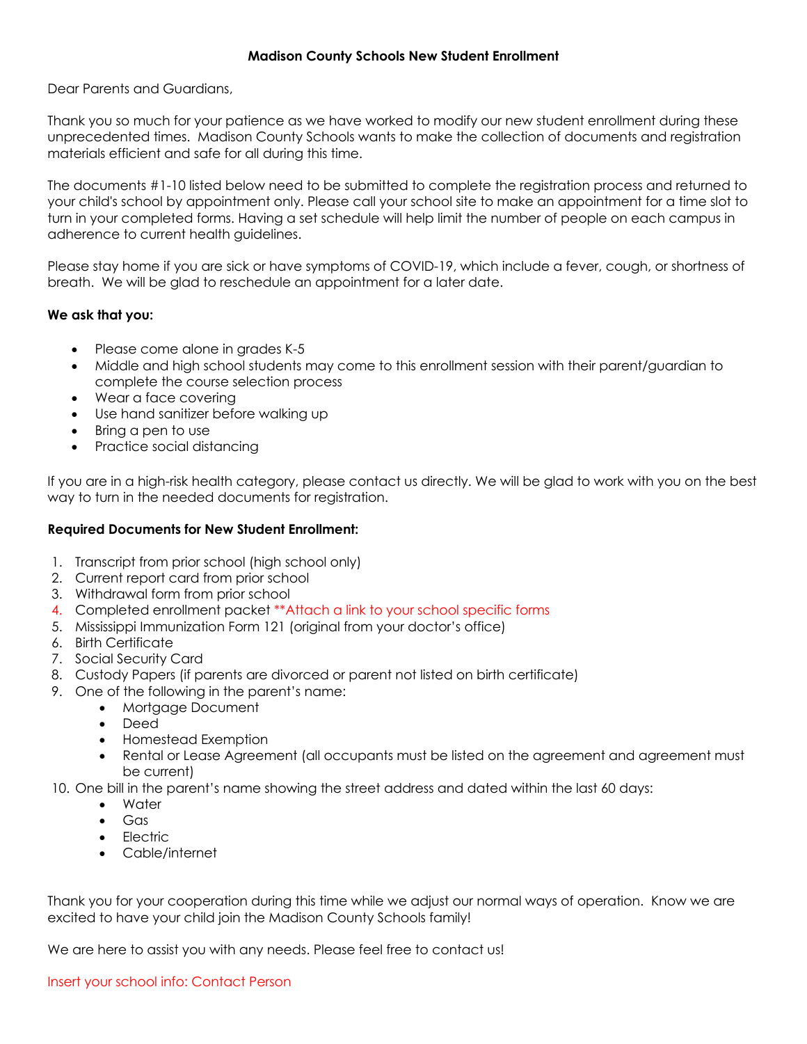# Madison County Schools New Student Enrollment

Dear Parents and Guardians,

Thank you so much for your patience as we have worked to modify our new student enrollment during these unprecedented times. Madison County Schools wants to make the collection of documents and registration materials efficient and safe for all during this time.

The documents #1-10 listed below need to be submitted to complete the registration process and returned to your child's school by appointment only. Please call your school site to make an appointment for a time slot to turn in your completed forms. Having a set schedule will help limit the number of people on each campus in adherence to current health guidelines.

Please stay home if you are sick or have symptoms of COVID-19, which include a fever, cough, or shortness of breath. We will be glad to reschedule an appointment for a later date.

**We ask that you:**

- Please come alone in grades K-5
- Middle and high school students may come to this enrollment session with their parent/guardian to complete the course selection process
- Wear a face covering
- Use hand sanitizer before walking up
- Bring a pen to use
- Practice social distancing

If you are in a high-risk health category, please contact us directly. We will be glad to work with you on the best way to turn in the needed documents for registration.

**Required Documents for New Student Enrollment:**

1. Transcript from prior school (high school only)
2. Current report card from prior school
3. Withdrawal form from prior school
4. Completed enrollment packet **Attach a link to your school specific forms
5. Mississippi Immunization Form 121 (original from your doctor's office)
6. Birth Certificate
7. Social Security Card
8. Custody Papers (if parents are divorced or parent not listed on birth certificate)
9. One of the following in the parent's name:
   - Mortgage Document
   - Deed
   - Homestead Exemption
   - Rental or Lease Agreement (all occupants must be listed on the agreement and agreement must be current)
10. One bill in the parent's name showing the street address and dated within the last 60 days:
    - Water
    - Gas
    - Electric
    - Cable/internet

Thank you for your cooperation during this time while we adjust our normal ways of operation. Know we are excited to have your child join the Madison County Schools family!

We are here to assist you with any needs. Please feel free to contact us!

Insert your school info: Contact Person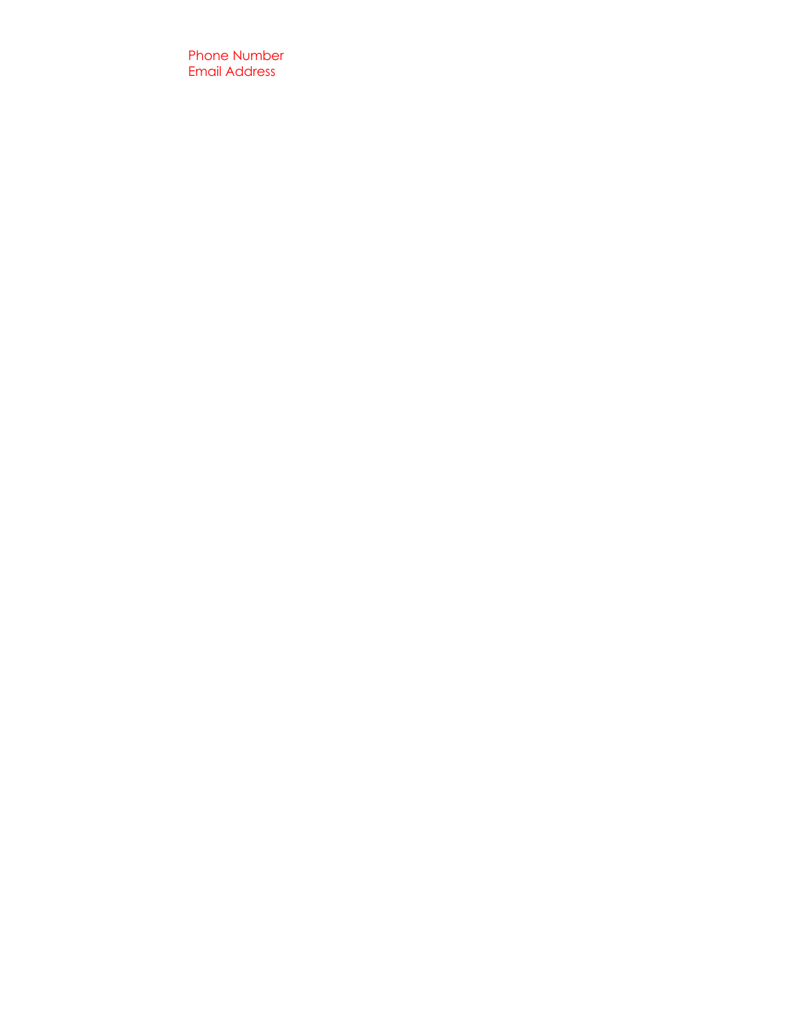Phone Number
Email Address